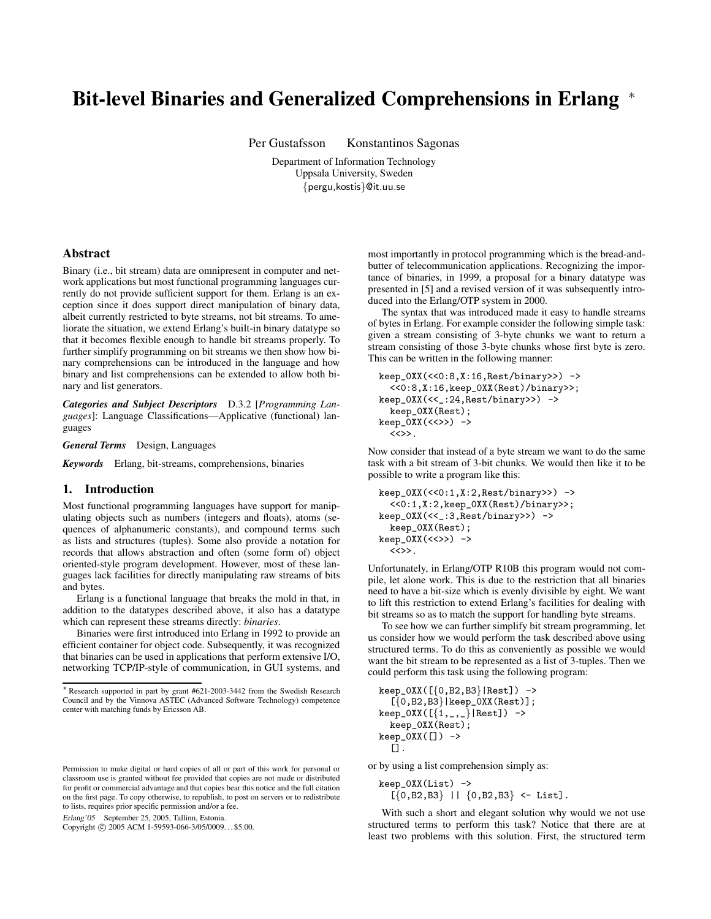# Bit-level Binaries and Generalized Comprehensions in Erlang *

Per Gustafsson Konstantinos Sagonas

Department of Information Technology
Uppsala University, Sweden
{pergu,kostis}@it.uu.se

## Abstract

Binary (i.e., bit stream) data are omnipresent in computer and network applications but most functional programming languages currently do not provide sufficient support for them. Erlang is an exception since it does support direct manipulation of binary data, albeit currently restricted to byte streams, not bit streams. To ameliorate the situation, we extend Erlang's built-in binary datatype so that it becomes flexible enough to handle bit streams properly. To further simplify programming on bit streams we then show how binary comprehensions can be introduced in the language and how binary and list comprehensions can be extended to allow both binary and list generators.

***Categories and Subject Descriptors*** D.3.2 [*Programming Languages*]: Language Classifications—Applicative (functional) languages

***General Terms*** Design, Languages

***Keywords*** Erlang, bit-streams, comprehensions, binaries

## 1. Introduction

Most functional programming languages have support for manipulating objects such as numbers (integers and floats), atoms (sequences of alphanumeric constants), and compound terms such as lists and structures (tuples). Some also provide a notation for records that allows abstraction and often (some form of) object oriented-style program development. However, most of these languages lack facilities for directly manipulating raw streams of bits and bytes.

Erlang is a functional language that breaks the mold in that, in addition to the datatypes described above, it also has a datatype which can represent these streams directly: *binaries*.

Binaries were first introduced into Erlang in 1992 to provide an efficient container for object code. Subsequently, it was recognized that binaries can be used in applications that perform extensive I/O, networking TCP/IP-style of communication, in GUI systems, and most importantly in protocol programming which is the bread-and-butter of telecommunication applications. Recognizing the importance of binaries, in 1999, a proposal for a binary datatype was presented in [5] and a revised version of it was subsequently introduced into the Erlang/OTP system in 2000.

The syntax that was introduced made it easy to handle streams of bytes in Erlang. For example consider the following simple task: given a stream consisting of 3-byte chunks we want to return a stream consisting of those 3-byte chunks whose first byte is zero. This can be written in the following manner:

```
keep_0XX(<<0:8,X:16,Rest/binary>>) ->
  <<0:8,X:16,keep_0XX(Rest)/binary>>;
keep_0XX(<<_:24,Rest/binary>>) ->
  keep_0XX(Rest);
keep_0XX(<<>>) ->
  <<>>.
```

Now consider that instead of a byte stream we want to do the same task with a bit stream of 3-bit chunks. We would then like it to be possible to write a program like this:

```
keep_0XX(<<0:1,X:2,Rest/binary>>) ->
  <<0:1,X:2,keep_0XX(Rest)/binary>>;
keep_0XX(<<_:3,Rest/binary>>) ->
  keep_0XX(Rest);
keep_0XX(<<>>) ->
  <<>>.
```

Unfortunately, in Erlang/OTP R10B this program would not compile, let alone work. This is due to the restriction that all binaries need to have a bit-size which is evenly divisible by eight. We want to lift this restriction to extend Erlang's facilities for dealing with bit streams so as to match the support for handling byte streams.

To see how we can further simplify bit stream programming, let us consider how we would perform the task described above using structured terms. To do this as conveniently as possible we would want the bit stream to be represented as a list of 3-tuples. Then we could perform this task using the following program:

```
keep_0XX([{0,B2,B3}|Rest]) ->
  [{0,B2,B3}|keep_0XX(Rest)];
keep_0XX([{1,_,_}|Rest]) ->
  keep_0XX(Rest);
keep_0XX([]) ->
  [].
```

or by using a list comprehension simply as:

```
keep_0XX(List) ->
  [{0,B2,B3} || {0,B2,B3} <- List].
```

With such a short and elegant solution why would we not use structured terms to perform this task? Notice that there are at least two problems with this solution. First, the structured term

---

* Research supported in part by grant #621-2003-3442 from the Swedish Research Council and by the Vinnova ASTEC (Advanced Software Technology) competence center with matching funds by Ericsson AB.

Permission to make digital or hard copies of all or part of this work for personal or classroom use is granted without fee provided that copies are not made or distributed for profit or commercial advantage and that copies bear this notice and the full citation on the first page. To copy otherwise, to republish, to post on servers or to redistribute to lists, requires prior specific permission and/or a fee.

*Erlang'05* September 25, 2005, Tallinn, Estonia.
Copyright © 2005 ACM 1-59593-066-3/05/0009...$5.00.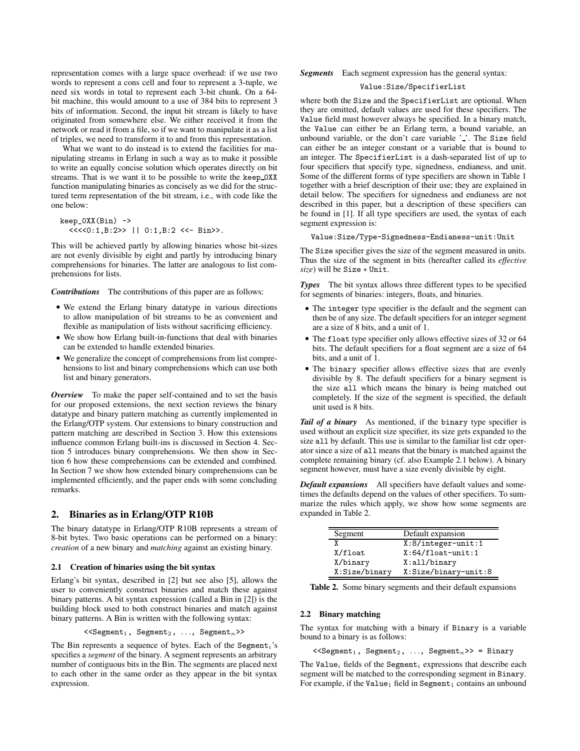representation comes with a large space overhead: if we use two words to represent a cons cell and four to represent a 3-tuple, we need six words in total to represent each 3-bit chunk. On a 64-bit machine, this would amount to a use of 384 bits to represent 3 bits of information. Second, the input bit stream is likely to have originated from somewhere else. We either received it from the network or read it from a file, so if we want to manipulate it as a list of triples, we need to transform it to and from this representation.

What we want to do instead is to extend the facilities for manipulating streams in Erlang in such a way as to make it possible to write an equally concise solution which operates directly on bit streams. That is we want it to be possible to write the keep_0XX function manipulating binaries as concisely as we did for the structured term representation of the bit stream, i.e., with code like the one below:

```
keep_0XX(Bin) ->
  <<<<0:1,B:2>> || 0:1,B:2 <<- Bin>>.
```

This will be achieved partly by allowing binaries whose bit-sizes are not evenly divisible by eight and partly by introducing binary comprehensions for binaries. The latter are analogous to list comprehensions for lists.

***Contributions*** The contributions of this paper are as follows:

- We extend the Erlang binary datatype in various directions to allow manipulation of bit streams to be as convenient and flexible as manipulation of lists without sacrificing efficiency.
- We show how Erlang built-in-functions that deal with binaries can be extended to handle extended binaries.
- We generalize the concept of comprehensions from list comprehensions to list and binary comprehensions which can use both list and binary generators.

***Overview*** To make the paper self-contained and to set the basis for our proposed extensions, the next section reviews the binary datatype and binary pattern matching as currently implemented in the Erlang/OTP system. Our extensions to binary construction and pattern matching are described in Section 3. How this extensions influence common Erlang built-ins is discussed in Section 4. Section 5 introduces binary comprehensions. We then show in Section 6 how these comprehensions can be extended and combined. In Section 7 we show how extended binary comprehensions can be implemented efficiently, and the paper ends with some concluding remarks.

## 2. Binaries as in Erlang/OTP R10B

The binary datatype in Erlang/OTP R10B represents a stream of 8-bit bytes. Two basic operations can be performed on a binary: *creation* of a new binary and *matching* against an existing binary.

### 2.1 Creation of binaries using the bit syntax

Erlang's bit syntax, described in [2] but see also [5], allows the user to conveniently construct binaries and match these against binary patterns. A bit syntax expression (called a Bin in [2]) is the building block used to both construct binaries and match against binary patterns. A Bin is written with the following syntax:

$$\texttt{<<Segment}_1\texttt{, Segment}_2\texttt{, ..., Segment}_n\texttt{>>}$$

The Bin represents a sequence of bytes. Each of the $\texttt{Segment}_i$'s specifies a *segment* of the binary. A segment represents an arbitrary number of contiguous bits in the Bin. The segments are placed next to each other in the same order as they appear in the bit syntax expression.

***Segments*** Each segment expression has the general syntax:

```
Value:Size/SpecifierList
```

where both the Size and the SpecifierList are optional. When they are omitted, default values are used for these specifiers. The Value field must however always be specified. In a binary match, the Value can either be an Erlang term, a bound variable, an unbound variable, or the don't care variable '_'. The Size field can either be an integer constant or a variable that is bound to an integer. The SpecifierList is a dash-separated list of up to four specifiers that specify type, signedness, endianess, and unit. Some of the different forms of type specifiers are shown in Table 1 together with a brief description of their use; they are explained in detail below. The specifiers for signedness and endianess are not described in this paper, but a description of these specifiers can be found in [1]. If all type specifiers are used, the syntax of each segment expression is:

```
Value:Size/Type-Signedness-Endianess-unit:Unit
```

The Size specifier gives the size of the segment measured in units. Thus the size of the segment in bits (hereafter called its *effective size*) will be $\texttt{Size} * \texttt{Unit}$.

***Types*** The bit syntax allows three different types to be specified for segments of binaries: integers, floats, and binaries.

- The integer type specifier is the default and the segment can then be of any size. The default specifiers for an integer segment are a size of 8 bits, and a unit of 1.
- The float type specifier only allows effective sizes of 32 or 64 bits. The default specifiers for a float segment are a size of 64 bits, and a unit of 1.
- The binary specifier allows effective sizes that are evenly divisible by 8. The default specifiers for a binary segment is the size all which means the binary is being matched out completely. If the size of the segment is specified, the default unit used is 8 bits.

***Tail of a binary*** As mentioned, if the binary type specifier is used without an explicit size specifier, its size gets expanded to the size all by default. This use is similar to the familiar list cdr operator since a size of all means that the binary is matched against the complete remaining binary (cf. also Example 2.1 below). A binary segment however, must have a size evenly divisible by eight.

***Default expansions*** All specifiers have default values and sometimes the defaults depend on the values of other specifiers. To summarize the rules which apply, we show how some segments are expanded in Table 2.

| Segment | Default expansion |
|---|---|
| X | X:8/integer-unit:1 |
| X/float | X:64/float-unit:1 |
| X/binary | X:all/binary |
| X:Size/binary | X:Size/binary-unit:8 |

**Table 2.** Some binary segments and their default expansions

### 2.2 Binary matching

The syntax for matching with a binary if Binary is a variable bound to a binary is as follows:

$$\texttt{<<Segment}_1\texttt{, Segment}_2\texttt{, ..., Segment}_n\texttt{>> = Binary}$$

The $\texttt{Value}_i$ fields of the $\texttt{Segment}_i$ expressions that describe each segment will be matched to the corresponding segment in Binary. For example, if the $\texttt{Value}_1$ field in $\texttt{Segment}_1$ contains an unbound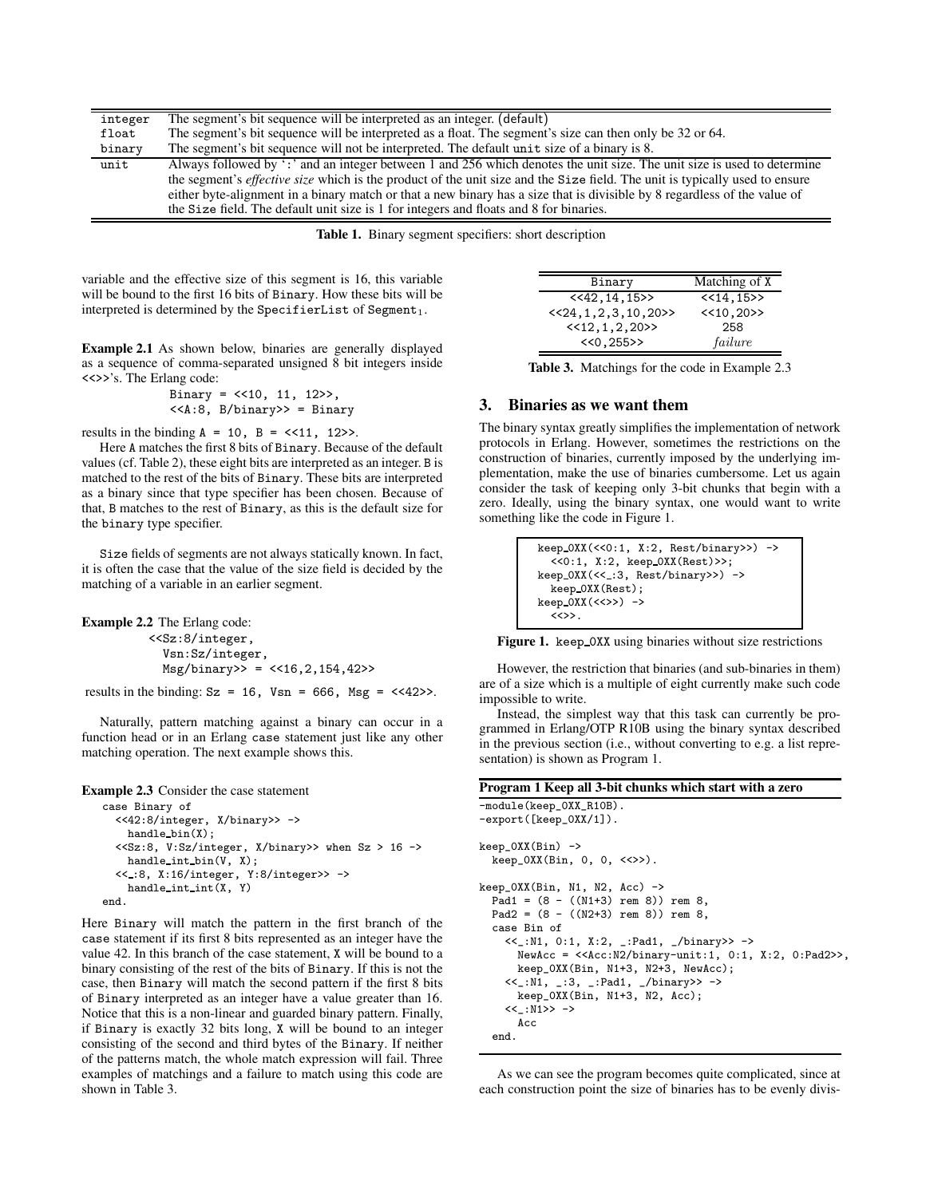| | |
|---|---|
| `integer` | The segment's bit sequence will be interpreted as an integer. (default) |
| `float` | The segment's bit sequence will be interpreted as a float. The segment's size can then only be 32 or 64. |
| `binary` | The segment's bit sequence will not be interpreted. The default `unit` size of a binary is 8. |
| `unit` | Always followed by ':' and an integer between 1 and 256 which denotes the unit size. The unit size is used to determine the segment's *effective size* which is the product of the unit size and the `Size` field. The unit is typically used to ensure either byte-alignment in a binary match or that a new binary has a size that is divisible by 8 regardless of the value of the `Size` field. The default unit size is 1 for integers and floats and 8 for binaries. |

**Table 1.** Binary segment specifiers: short description

variable and the effective size of this segment is 16, this variable will be bound to the first 16 bits of `Binary`. How these bits will be interpreted is determined by the `SpecifierList` of $\texttt{Segment}_1$.

**Example 2.1** As shown below, binaries are generally displayed as a sequence of comma-separated unsigned 8 bit integers inside `<<>>`'s. The Erlang code:

```
Binary = <<10, 11, 12>>,
<<A:8, B/binary>> = Binary
```

results in the binding `A = 10, B = <<11, 12>>`.

Here `A` matches the first 8 bits of `Binary`. Because of the default values (cf. Table 2), these eight bits are interpreted as an integer. `B` is matched to the rest of the bits of `Binary`. These bits are interpreted as a binary since that type specifier has been chosen. Because of that, `B` matches to the rest of `Binary`, as this is the default size for the `binary` type specifier.

`Size` fields of segments are not always statically known. In fact, it is often the case that the value of the size field is decided by the matching of a variable in an earlier segment.

**Example 2.2** The Erlang code:

```
<<Sz:8/integer,
  Vsn:Sz/integer,
  Msg/binary>> = <<16,2,154,42>>
```

results in the binding: `Sz = 16, Vsn = 666, Msg = <<42>>`.

Naturally, pattern matching against a binary can occur in a function head or in an Erlang `case` statement just like any other matching operation. The next example shows this.

**Example 2.3** Consider the case statement

```
case Binary of
  <<42:8/integer, X/binary>> ->
    handle_bin(X);
  <<Sz:8, V:Sz/integer, X/binary>> when Sz > 16 ->
    handle_int_bin(V, X);
  <<_:8, X:16/integer, Y:8/integer>> ->
    handle_int_int(X, Y)
end.
```

Here `Binary` will match the pattern in the first branch of the `case` statement if its first 8 bits represented as an integer have the value 42. In this branch of the case statement, `X` will be bound to a binary consisting of the rest of the bits of `Binary`. If this is not the case, then `Binary` will match the second pattern if the first 8 bits of `Binary` interpreted as an integer have a value greater than 16. Notice that this is a non-linear and guarded binary pattern. Finally, if `Binary` is exactly 32 bits long, `X` will be bound to an integer consisting of the second and third bytes of the `Binary`. If neither of the patterns match, the whole match expression will fail. Three examples of matchings and a failure to match using this code are shown in Table 3.

| Binary | Matching of X |
|---|---|
| `<<42,14,15>>` | `<<14,15>>` |
| `<<24,1,2,3,10,20>>` | `<<10,20>>` |
| `<<12,1,2,20>>` | 258 |
| `<<0,255>>` | *failure* |

**Table 3.** Matchings for the code in Example 2.3

## 3. Binaries as we want them

The binary syntax greatly simplifies the implementation of network protocols in Erlang. However, sometimes the restrictions on the construction of binaries, currently imposed by the underlying implementation, make the use of binaries cumbersome. Let us again consider the task of keeping only 3-bit chunks that begin with a zero. Ideally, using the binary syntax, one would want to write something like the code in Figure 1.

```
keep_0XX(<<0:1, X:2, Rest/binary>>) ->
  <<0:1, X:2, keep_0XX(Rest)>>;
keep_0XX(<<_:3, Rest/binary>>) ->
  keep_0XX(Rest);
keep_0XX(<<>>) ->
  <<>>.
```

**Figure 1.** `keep_0XX` using binaries without size restrictions

However, the restriction that binaries (and sub-binaries in them) are of a size which is a multiple of eight currently make such code impossible to write.

Instead, the simplest way that this task can currently be programmed in Erlang/OTP R10B using the binary syntax described in the previous section (i.e., without converting to e.g. a list representation) is shown as Program 1.

**Program 1 Keep all 3-bit chunks which start with a zero**

```
-module(keep_0XX_R10B).
-export([keep_0XX/1]).

keep_0XX(Bin) ->
  keep_0XX(Bin, 0, 0, <<>>).

keep_0XX(Bin, N1, N2, Acc) ->
  Pad1 = (8 - ((N1+3) rem 8)) rem 8,
  Pad2 = (8 - ((N2+3) rem 8)) rem 8,
  case Bin of
    <<_:N1, 0:1, X:2, _:Pad1, _/binary>> ->
      NewAcc = <<Acc:N2/binary-unit:1, 0:1, X:2, 0:Pad2>>,
      keep_0XX(Bin, N1+3, N2+3, NewAcc);
    <<_:N1, _:3, _:Pad1, _/binary>> ->
      keep_0XX(Bin, N1+3, N2, Acc);
    <<_:N1>> ->
      Acc
  end.
```

As we can see the program becomes quite complicated, since at each construction point the size of binaries has to be evenly divis-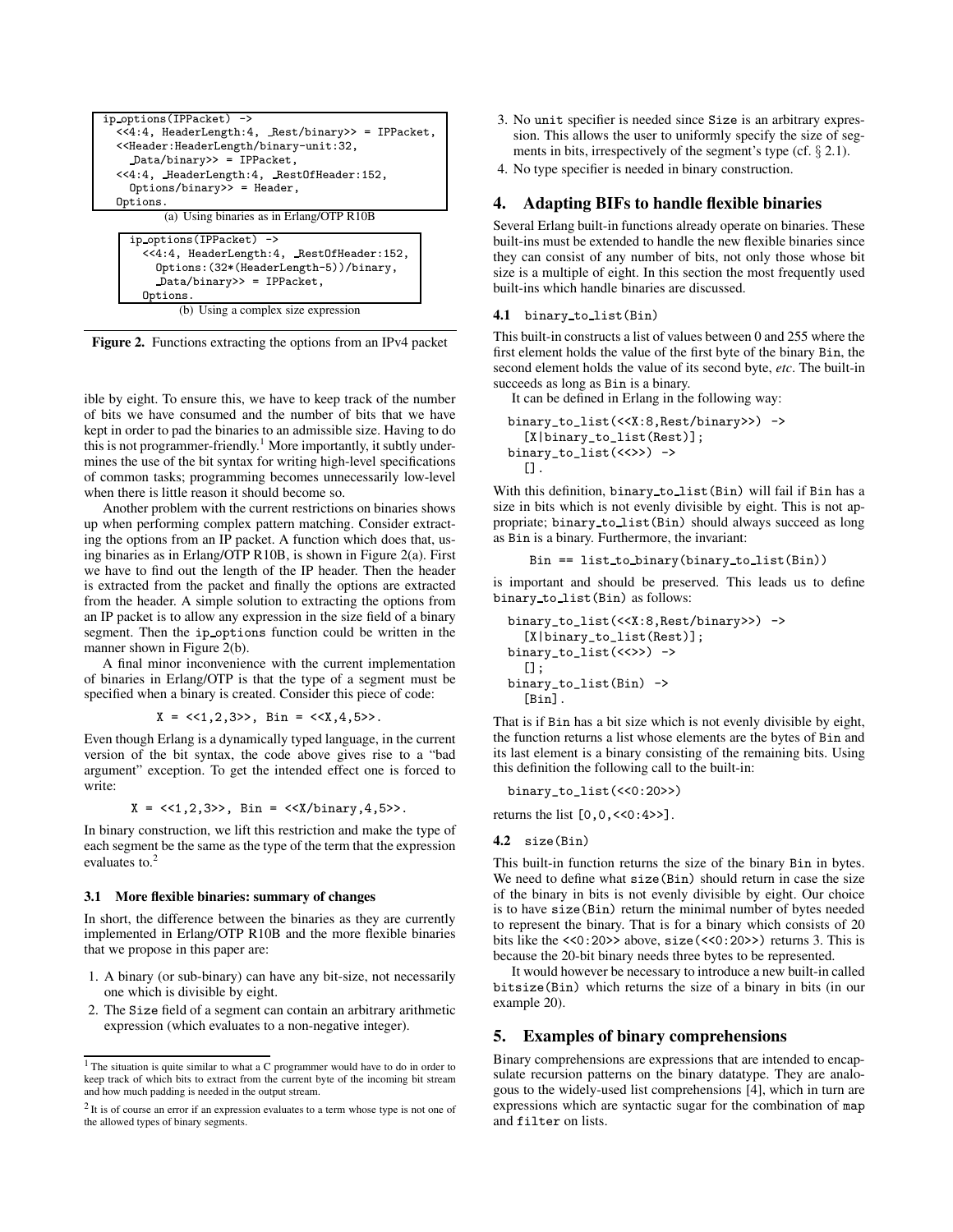```
ip_options(IPPacket) ->
  <<4:4, HeaderLength:4, _Rest/binary>> = IPPacket,
  <<Header:HeaderLength/binary-unit:32,
    _Data/binary>> = IPPacket,
  <<4:4, _HeaderLength:4, _RestOfHeader:152,
    Options/binary>> = Header,
  Options.
```

(a) Using binaries as in Erlang/OTP R10B

```
ip_options(IPPacket) ->
  <<4:4, HeaderLength:4, _RestOfHeader:152,
    Options:(32*(HeaderLength-5))/binary,
    _Data/binary>> = IPPacket,
  Options.
```

(b) Using a complex size expression

**Figure 2.** Functions extracting the options from an IPv4 packet

ible by eight. To ensure this, we have to keep track of the number of bits we have consumed and the number of bits that we have kept in order to pad the binaries to an admissible size. Having to do this is not programmer-friendly.[1] More importantly, it subtly undermines the use of the bit syntax for writing high-level specifications of common tasks; programming becomes unnecessarily low-level when there is little reason it should become so.

Another problem with the current restrictions on binaries shows up when performing complex pattern matching. Consider extracting the options from an IP packet. A function which does that, using binaries as in Erlang/OTP R10B, is shown in Figure 2(a). First we have to find out the length of the IP header. Then the header is extracted from the packet and finally the options are extracted from the header. A simple solution to extracting the options from an IP packet is to allow any expression in the size field of a binary segment. Then the ip_options function could be written in the manner shown in Figure 2(b).

A final minor inconvenience with the current implementation of binaries in Erlang/OTP is that the type of a segment must be specified when a binary is created. Consider this piece of code:

```
X = <<1,2,3>>, Bin = <<X,4,5>>.
```

Even though Erlang is a dynamically typed language, in the current version of the bit syntax, the code above gives rise to a "bad argument" exception. To get the intended effect one is forced to write:

```
X = <<1,2,3>>, Bin = <<X/binary,4,5>>.
```

In binary construction, we lift this restriction and make the type of each segment be the same as the type of the term that the expression evaluates to.[2]

### 3.1 More flexible binaries: summary of changes

In short, the difference between the binaries as they are currently implemented in Erlang/OTP R10B and the more flexible binaries that we propose in this paper are:

1. A binary (or sub-binary) can have any bit-size, not necessarily one which is divisible by eight.
2. The Size field of a segment can contain an arbitrary arithmetic expression (which evaluates to a non-negative integer).
3. No unit specifier is needed since Size is an arbitrary expression. This allows the user to uniformly specify the size of segments in bits, irrespectively of the segment's type (cf. § 2.1).
4. No type specifier is needed in binary construction.

[1] The situation is quite similar to what a C programmer would have to do in order to keep track of which bits to extract from the current byte of the incoming bit stream and how much padding is needed in the output stream.

[2] It is of course an error if an expression evaluates to a term whose type is not one of the allowed types of binary segments.

## 4. Adapting BIFs to handle flexible binaries

Several Erlang built-in functions already operate on binaries. These built-ins must be extended to handle the new flexible binaries since they can consist of any number of bits, not only those whose bit size is a multiple of eight. In this section the most frequently used built-ins which handle binaries are discussed.

### 4.1 binary_to_list(Bin)

This built-in constructs a list of values between 0 and 255 where the first element holds the value of the first byte of the binary Bin, the second element holds the value of its second byte, *etc*. The built-in succeeds as long as Bin is a binary.

It can be defined in Erlang in the following way:

```
binary_to_list(<<X:8,Rest/binary>>) ->
  [X|binary_to_list(Rest)];
binary_to_list(<<>>) ->
  [].
```

With this definition, binary_to_list(Bin) will fail if Bin has a size in bits which is not evenly divisible by eight. This is not appropriate; binary_to_list(Bin) should always succeed as long as Bin is a binary. Furthermore, the invariant:

```
Bin == list_to_binary(binary_to_list(Bin))
```

is important and should be preserved. This leads us to define binary_to_list(Bin) as follows:

```
binary_to_list(<<X:8,Rest/binary>>) ->
  [X|binary_to_list(Rest)];
binary_to_list(<<>>) ->
  [];
binary_to_list(Bin) ->
  [Bin].
```

That is if Bin has a bit size which is not evenly divisible by eight, the function returns a list whose elements are the bytes of Bin and its last element is a binary consisting of the remaining bits. Using this definition the following call to the built-in:

```
binary_to_list(<<0:20>>)
```

returns the list [0,0,<<0:4>>].

### 4.2 size(Bin)

This built-in function returns the size of the binary Bin in bytes. We need to define what size(Bin) should return in case the size of the binary in bits is not evenly divisible by eight. Our choice is to have size(Bin) return the minimal number of bytes needed to represent the binary. That is for a binary which consists of 20 bits like the <<0:20>> above, size(<<0:20>>) returns 3. This is because the 20-bit binary needs three bytes to be represented.

It would however be necessary to introduce a new built-in called bitsize(Bin) which returns the size of a binary in bits (in our example 20).

## 5. Examples of binary comprehensions

Binary comprehensions are expressions that are intended to encapsulate recursion patterns on the binary datatype. They are analogous to the widely-used list comprehensions [4], which in turn are expressions which are syntactic sugar for the combination of map and filter on lists.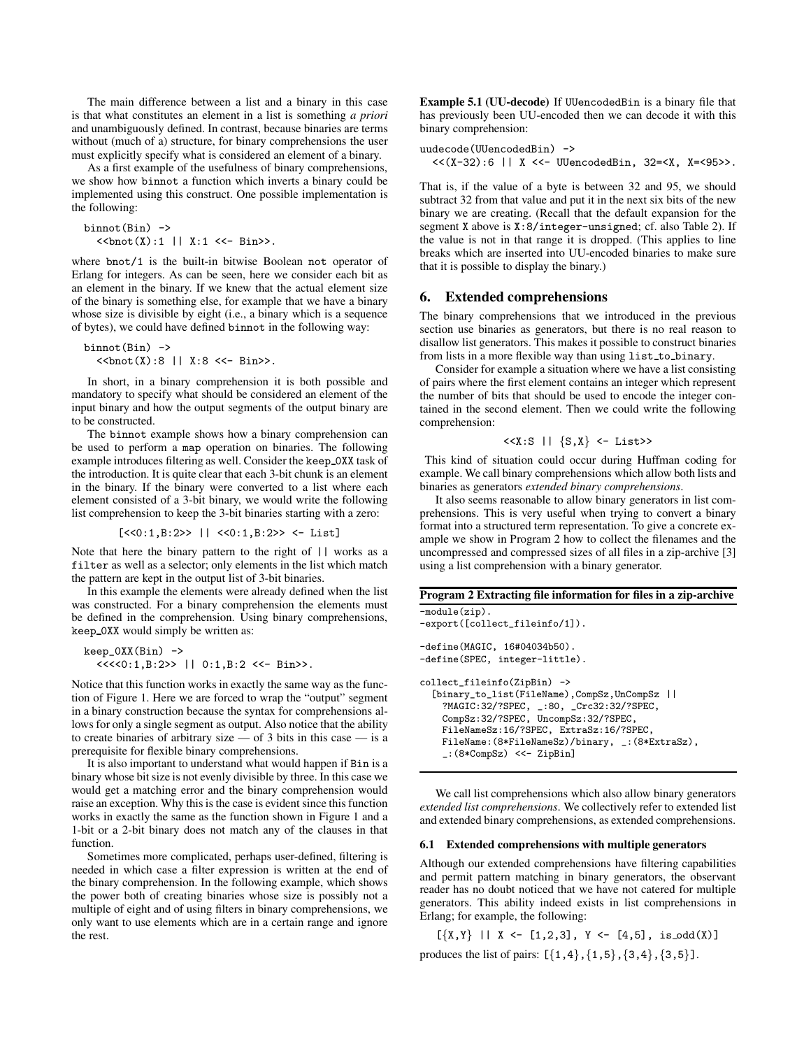The main difference between a list and a binary in this case is that what constitutes an element in a list is something *a priori* and unambiguously defined. In contrast, because binaries are terms without (much of a) structure, for binary comprehensions the user must explicitly specify what is considered an element of a binary.

As a first example of the usefulness of binary comprehensions, we show how binnot a function which inverts a binary could be implemented using this construct. One possible implementation is the following:

```
binnot(Bin) ->
  <<bnot(X):1 || X:1 <<- Bin>>.
```

where bnot/1 is the built-in bitwise Boolean not operator of Erlang for integers. As can be seen, here we consider each bit as an element in the binary. If we knew that the actual element size of the binary is something else, for example that we have a binary whose size is divisible by eight (i.e., a binary which is a sequence of bytes), we could have defined binnot in the following way:

```
binnot(Bin) ->
  <<bnot(X):8 || X:8 <<- Bin>>.
```

In short, in a binary comprehension it is both possible and mandatory to specify what should be considered an element of the input binary and how the output segments of the output binary are to be constructed.

The binnot example shows how a binary comprehension can be used to perform a map operation on binaries. The following example introduces filtering as well. Consider the keep_0XX task of the introduction. It is quite clear that each 3-bit chunk is an element in the binary. If the binary were converted to a list where each element consisted of a 3-bit binary, we would write the following list comprehension to keep the 3-bit binaries starting with a zero:

```
[<<0:1,B:2>> || <<0:1,B:2>> <- List]
```

Note that here the binary pattern to the right of || works as a filter as well as a selector; only elements in the list which match the pattern are kept in the output list of 3-bit binaries.

In this example the elements were already defined when the list was constructed. For a binary comprehension the elements must be defined in the comprehension. Using binary comprehensions, keep_0XX would simply be written as:

```
keep_0XX(Bin) ->
  <<<<0:1,B:2>> || 0:1,B:2 <<- Bin>>.
```

Notice that this function works in exactly the same way as the function of Figure 1. Here we are forced to wrap the "output" segment in a binary construction because the syntax for comprehensions allows for only a single segment as output. Also notice that the ability to create binaries of arbitrary size — of 3 bits in this case — is a prerequisite for flexible binary comprehensions.

It is also important to understand what would happen if Bin is a binary whose bit size is not evenly divisible by three. In this case we would get a matching error and the binary comprehension would raise an exception. Why this is the case is evident since this function works in exactly the same as the function shown in Figure 1 and a 1-bit or a 2-bit binary does not match any of the clauses in that function.

Sometimes more complicated, perhaps user-defined, filtering is needed in which case a filter expression is written at the end of the binary comprehension. In the following example, which shows the power both of creating binaries whose size is possibly not a multiple of eight and of using filters in binary comprehensions, we only want to use elements which are in a certain range and ignore the rest.

**Example 5.1 (UU-decode)** If UUencodedBin is a binary file that has previously been UU-encoded then we can decode it with this binary comprehension:

```
uudecode(UUencodedBin) ->
  <<(X-32):6 || X <<- UUencodedBin, 32=<X, X=<95>>.
```

That is, if the value of a byte is between 32 and 95, we should subtract 32 from that value and put it in the next six bits of the new binary we are creating. (Recall that the default expansion for the segment X above is X:8/integer-unsigned; cf. also Table 2). If the value is not in that range it is dropped. (This applies to line breaks which are inserted into UU-encoded binaries to make sure that it is possible to display the binary.)

## 6. Extended comprehensions

The binary comprehensions that we introduced in the previous section use binaries as generators, but there is no real reason to disallow list generators. This makes it possible to construct binaries from lists in a more flexible way than using list_to_binary.

Consider for example a situation where we have a list consisting of pairs where the first element contains an integer which represent the number of bits that should be used to encode the integer contained in the second element. Then we could write the following comprehension:

```
<<X:S || {S,X} <- List>>
```

This kind of situation could occur during Huffman coding for example. We call binary comprehensions which allow both lists and binaries as generators *extended binary comprehensions*.

It also seems reasonable to allow binary generators in list comprehensions. This is very useful when trying to convert a binary format into a structured term representation. To give a concrete example we show in Program 2 how to collect the filenames and the uncompressed and compressed sizes of all files in a zip-archive [3] using a list comprehension with a binary generator.

**Program 2 Extracting file information for files in a zip-archive**

```
-module(zip).
-export([collect_fileinfo/1]).

-define(MAGIC, 16#04034b50).
-define(SPEC, integer-little).

collect_fileinfo(ZipBin) ->
  [binary_to_list(FileName),CompSz,UnCompSz ||
    ?MAGIC:32/?SPEC, _:80, _Crc32:32/?SPEC,
    CompSz:32/?SPEC, UncompSz:32/?SPEC,
    FileNameSz:16/?SPEC, ExtraSz:16/?SPEC,
    FileName:(8*FileNameSz)/binary, _:(8*ExtraSz),
    _:(8*CompSz) <<- ZipBin]
```

We call list comprehensions which also allow binary generators *extended list comprehensions*. We collectively refer to extended list and extended binary comprehensions, as extended comprehensions.

### 6.1 Extended comprehensions with multiple generators

Although our extended comprehensions have filtering capabilities and permit pattern matching in binary generators, the observant reader has no doubt noticed that we have not catered for multiple generators. This ability indeed exists in list comprehensions in Erlang; for example, the following:

```
[{X,Y} || X <- [1,2,3], Y <- [4,5], is_odd(X)]
```

produces the list of pairs: [{1,4},{1,5},{3,4},{3,5}].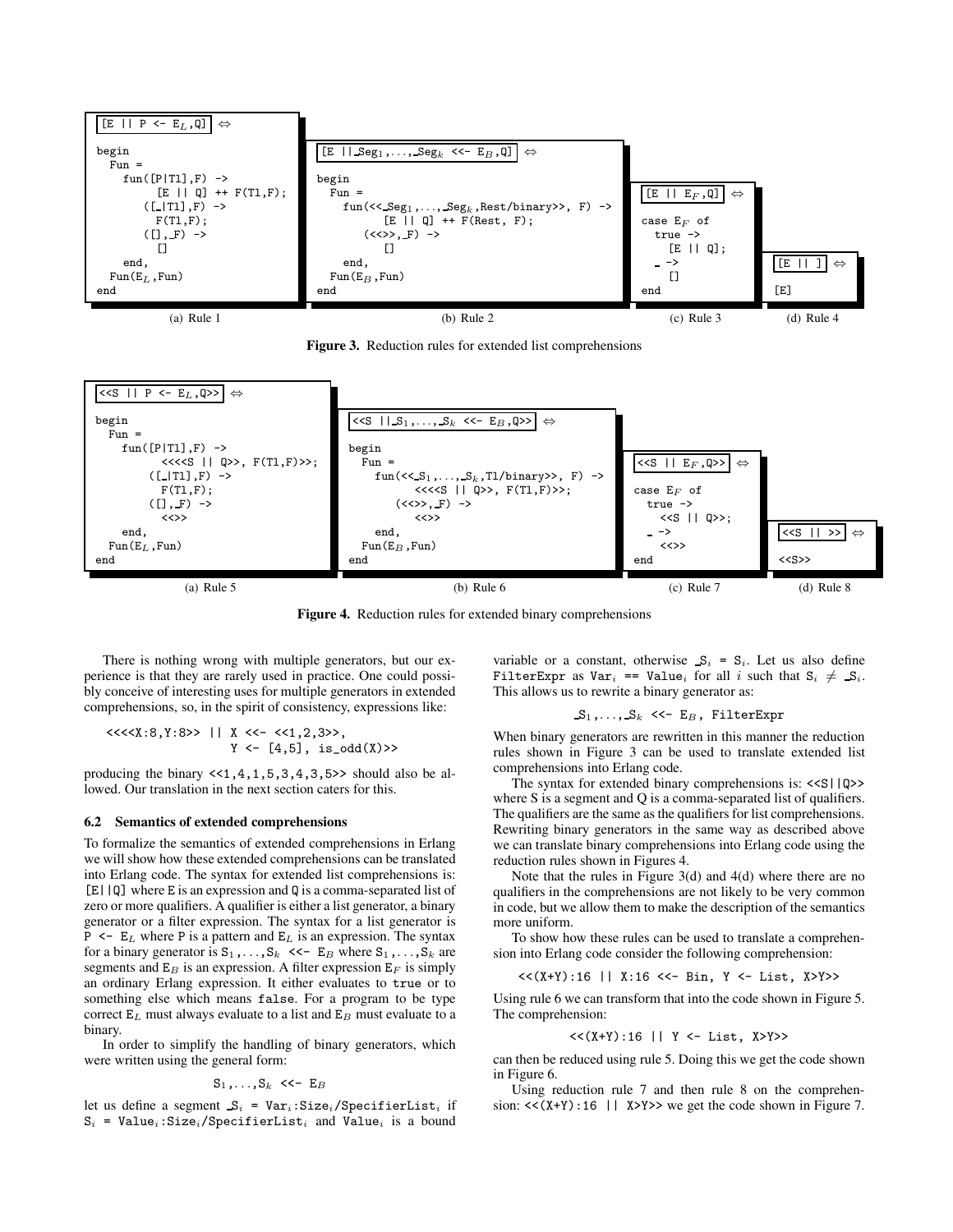```
[E || P <- E_L,Q] ⇔

begin
  Fun =
    fun([P|Tl],F) ->
          [E || Q] ++ F(Tl,F);
       ([_|Tl],F) ->
          F(Tl,F);
       ([],_F) ->
          []
    end,
  Fun(E_L,Fun)
end
```

(a) Rule 1

```
[E || _Seg_1,...,_Seg_k <<- E_B,Q] ⇔

begin
  Fun =
    fun(<<_Seg_1,...,_Seg_k,Rest/binary>>, F) ->
          [E || Q] ++ F(Rest, F);
       (<<>>,_F) ->
          []
    end,
  Fun(E_B,Fun)
end
```

(b) Rule 2

```
[E || E_F,Q] ⇔

case E_F of
  true ->
    [E || Q];
  _ ->
    []
end
```

(c) Rule 3

```
[E || ] ⇔

[E]
```

(d) Rule 4

**Figure 3.** Reduction rules for extended list comprehensions

```
<<S || P <- E_L,Q>> ⇔

begin
  Fun =
    fun([P|Tl],F) ->
          <<<<S || Q>>, F(Tl,F)>>;
       ([_|Tl],F) ->
          F(Tl,F);
       ([],_F) ->
          <<>>
    end,
  Fun(E_L,Fun)
end
```

(a) Rule 5

```
<<S ||_S_1,...,_S_k <<- E_B,Q>> ⇔

begin
  Fun =
    fun(<<_S_1,...,_S_k,Tl/binary>>, F) ->
          <<<<S || Q>>, F(Tl,F)>>;
       (<<>>,_F) ->
          <<>>
    end,
  Fun(E_B,Fun)
end
```

(b) Rule 6

```
<<S || E_F,Q>> ⇔

case E_F of
  true ->
    <<S || Q>>;
  _ ->
    <<>>
end
```

(c) Rule 7

```
<<S || >> ⇔

<<S>>
```

(d) Rule 8

**Figure 4.** Reduction rules for extended binary comprehensions

There is nothing wrong with multiple generators, but our experience is that they are rarely used in practice. One could possibly conceive of interesting uses for multiple generators in extended comprehensions, so, in the spirit of consistency, expressions like:

```
<<<<X:8,Y:8>> || X <<- <<1,2,3>>,
                 Y <- [4,5], is_odd(X)>>
```

producing the binary `<<1,4,1,5,3,4,3,5>>` should also be allowed. Our translation in the next section caters for this.

### 6.2 Semantics of extended comprehensions

To formalize the semantics of extended comprehensions in Erlang we will show how these extended comprehensions can be translated into Erlang code. The syntax for extended list comprehensions is: `[E||Q]` where `E` is an expression and `Q` is a comma-separated list of zero or more qualifiers. A qualifier is either a list generator, a binary generator or a filter expression. The syntax for a list generator is $\texttt{P <- E}_L$ where `P` is a pattern and $\texttt{E}_L$ is an expression. The syntax for a binary generator is $\texttt{S}_1,\ldots,\texttt{S}_k$ `<<-` $\texttt{E}_B$ where $\texttt{S}_1,\ldots,\texttt{S}_k$ are segments and $\texttt{E}_B$ is an expression. A filter expression $\texttt{E}_F$ is simply an ordinary Erlang expression. It either evaluates to `true` or to something else which means `false`. For a program to be type correct $\texttt{E}_L$ must always evaluate to a list and $\texttt{E}_B$ must evaluate to a binary.

In order to simplify the handling of binary generators, which were written using the general form:

$$\texttt{S}_1,\ldots,\texttt{S}_k \texttt{ <<- } \texttt{E}_B$$

let us define a segment $\_\texttt{S}_i$ = $\texttt{Var}_i\texttt{:Size}_i\texttt{/SpecifierList}_i$ if $\texttt{S}_i$ = $\texttt{Value}_i\texttt{:Size}_i\texttt{/SpecifierList}_i$ and $\texttt{Value}_i$ is a bound variable or a constant, otherwise $\_\texttt{S}_i$ = $\texttt{S}_i$. Let us also define `FilterExpr` as $\texttt{Var}_i$ `==` $\texttt{Value}_i$ for all $i$ such that $\texttt{S}_i \neq \_\texttt{S}_i$. This allows us to rewrite a binary generator as:

$$\_\texttt{S}_1,\ldots,\_\texttt{S}_k \texttt{ <<- } \texttt{E}_B\texttt{, FilterExpr}$$

When binary generators are rewritten in this manner the reduction rules shown in Figure 3 can be used to translate extended list comprehensions into Erlang code.

The syntax for extended binary comprehensions is: `<<S||Q>>` where `S` is a segment and `Q` is a comma-separated list of qualifiers. The qualifiers are the same as the qualifiers for list comprehensions. Rewriting binary generators in the same way as described above we can translate binary comprehensions into Erlang code using the reduction rules shown in Figures 4.

Note that the rules in Figure 3(d) and 4(d) where there are no qualifiers in the comprehensions are not likely to be very common in code, but we allow them to make the description of the semantics more uniform.

To show how these rules can be used to translate a comprehension into Erlang code consider the following comprehension:

```
<<(X+Y):16 || X:16 <<- Bin, Y <- List, X>Y>>
```

Using rule 6 we can transform that into the code shown in Figure 5. The comprehension:

```
<<(X+Y):16 || Y <- List, X>Y>>
```

can then be reduced using rule 5. Doing this we get the code shown in Figure 6.

Using reduction rule 7 and then rule 8 on the comprehension: `<<(X+Y):16 || X>Y>>` we get the code shown in Figure 7.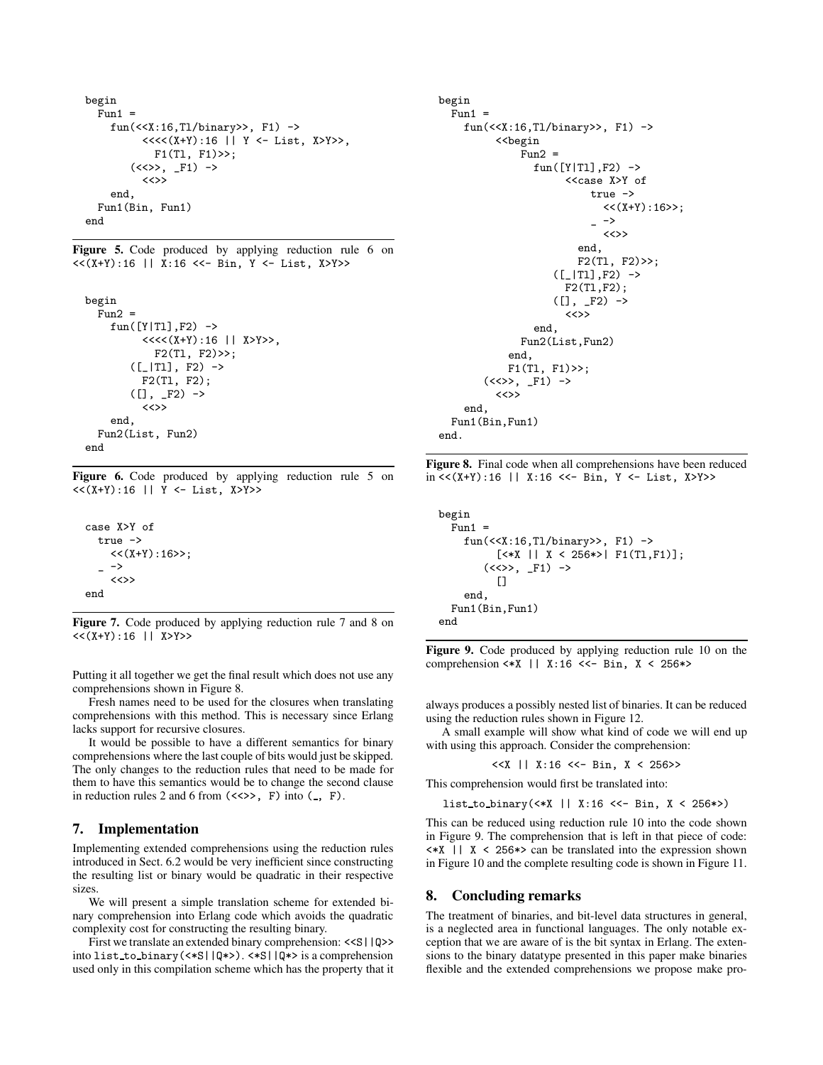```
begin
  Fun1 =
    fun(<<X:16,Tl/binary>>, F1) ->
         <<<<(X+Y):16 || Y <- List, X>Y>>,
           F1(Tl, F1)>>;
       (<<>>, _F1) ->
         <<>>
    end,
  Fun1(Bin, Fun1)
end
```

**Figure 5.** Code produced by applying reduction rule 6 on `<<(X+Y):16 || X:16 <<- Bin, Y <- List, X>Y>>`

```
begin
  Fun2 =
    fun([Y|Tl],F2) ->
         <<<<(X+Y):16 || X>Y>>,
           F2(Tl, F2)>>;
       ([_|Tl], F2) ->
         F2(Tl, F2);
       ([], _F2) ->
         <<>>
    end,
  Fun2(List, Fun2)
end
```

**Figure 6.** Code produced by applying reduction rule 5 on `<<(X+Y):16 || Y <- List, X>Y>>`

```
case X>Y of
  true ->
    <<(X+Y):16>>;
  _ ->
    <<>>
end
```

**Figure 7.** Code produced by applying reduction rule 7 and 8 on `<<(X+Y):16 || X>Y>>`

Putting it all together we get the final result which does not use any comprehensions shown in Figure 8.

Fresh names need to be used for the closures when translating comprehensions with this method. This is necessary since Erlang lacks support for recursive closures.

It would be possible to have a different semantics for binary comprehensions where the last couple of bits would just be skipped. The only changes to the reduction rules that need to be made for them to have this semantics would be to change the second clause in reduction rules 2 and 6 from `(<<>>, F)` into `(_, F)`.

## 7. Implementation

Implementing extended comprehensions using the reduction rules introduced in Sect. 6.2 would be very inefficient since constructing the resulting list or binary would be quadratic in their respective sizes.

We will present a simple translation scheme for extended binary comprehension into Erlang code which avoids the quadratic complexity cost for constructing the resulting binary.

First we translate an extended binary comprehension: `<<S||Q>>` into `list_to_binary(<*S||Q*>)`. `<*S||Q*>` is a comprehension used only in this compilation scheme which has the property that it

```
begin
  Fun1 =
    fun(<<X:16,Tl/binary>>, F1) ->
         <<begin
             Fun2 =
               fun([Y|Tl],F2) ->
                    <<case X>Y of
                        true ->
                          <<(X+Y):16>>;
                        _ ->
                          <<>>
                      end,
                      F2(Tl, F2)>>;
                  ([_|Tl],F2) ->
                    F2(Tl,F2);
                  ([], _F2) ->
                    <<>>
               end,
             Fun2(List,Fun2)
           end,
           F1(Tl, F1)>>;
       (<<>>, _F1) ->
         <<>>
    end,
  Fun1(Bin,Fun1)
end.
```

**Figure 8.** Final code when all comprehensions have been reduced in `<<(X+Y):16 || X:16 <<- Bin, Y <- List, X>Y>>`

```
begin
  Fun1 =
    fun(<<X:16,Tl/binary>>, F1) ->
         [<*X || X < 256*>| F1(Tl,F1)];
       (<<>>, _F1) ->
         []
    end,
  Fun1(Bin,Fun1)
end
```

**Figure 9.** Code produced by applying reduction rule 10 on the comprehension `<*X || X:16 <<- Bin, X < 256*>`

always produces a possibly nested list of binaries. It can be reduced using the reduction rules shown in Figure 12.

A small example will show what kind of code we will end up with using this approach. Consider the comprehension:

```
<<X || X:16 <<- Bin, X < 256>>
```

This comprehension would first be translated into:

```
list_to_binary(<*X || X:16 <<- Bin, X < 256*>)
```

This can be reduced using reduction rule 10 into the code shown in Figure 9. The comprehension that is left in that piece of code: `<*X || X < 256*>` can be translated into the expression shown in Figure 10 and the complete resulting code is shown in Figure 11.

## 8. Concluding remarks

The treatment of binaries, and bit-level data structures in general, is a neglected area in functional languages. The only notable exception that we are aware of is the bit syntax in Erlang. The extensions to the binary datatype presented in this paper make binaries flexible and the extended comprehensions we propose make pro-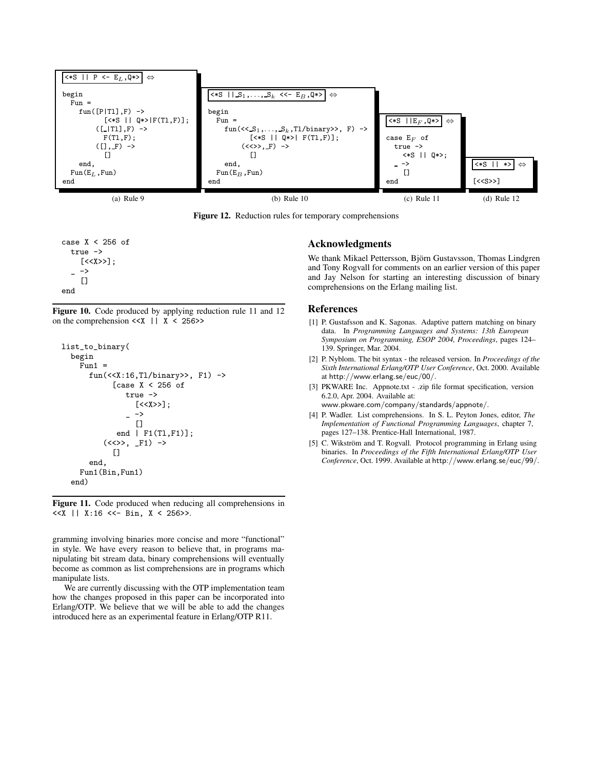```
<*S || P <- E_L,Q*>  ⇔

begin
  Fun =
    fun([P|Tl],F) ->
          [<*S || Q*>|F(Tl,F)];
       ([_|Tl],F) ->
          F(Tl,F);
       ([],_F) ->
          []
    end,
  Fun(E_L,Fun)
end
```

(a) Rule 9

```
<*S || _S_1,...,_S_k <<- E_B,Q*>  ⇔

begin
  Fun =
    fun(<<_S_1,...,_S_k,Tl/binary>>, F) ->
          [<*S || Q*>| F(Tl,F)];
       (<<>>,_F) ->
          []
    end,
  Fun(E_B,Fun)
end
```

(b) Rule 10

```
<*S ||E_F,Q*>  ⇔

case E_F of
  true ->
    <*S || Q*>;
  _ ->
    []
end
```

(c) Rule 11

```
<*S || *>  ⇔

[<<S>>]
```

(d) Rule 12

**Figure 12.** Reduction rules for temporary comprehensions

```
case X < 256 of
  true ->
    [<<X>>];
  _ ->
    []
end
```

**Figure 10.** Code produced by applying reduction rule 11 and 12 on the comprehension `<<X || X < 256>>`

```
list_to_binary(
  begin
    Fun1 =
      fun(<<X:16,Tl/binary>>, F1) ->
            [case X < 256 of
               true ->
                 [<<X>>];
               _ ->
                 []
             end | F1(Tl,F1)];
          (<<>>, _F1) ->
            []
      end,
    Fun1(Bin,Fun1)
  end)
```

**Figure 11.** Code produced when reducing all comprehensions in `<<X || X:16 <<- Bin, X < 256>>`.

gramming involving binaries more concise and more "functional" in style. We have every reason to believe that, in programs manipulating bit stream data, binary comprehensions will eventually become as common as list comprehensions are in programs which manipulate lists.

We are currently discussing with the OTP implementation team how the changes proposed in this paper can be incorporated into Erlang/OTP. We believe that we will be able to add the changes introduced here as an experimental feature in Erlang/OTP R11.

## Acknowledgments

We thank Mikael Pettersson, Björn Gustavsson, Thomas Lindgren and Tony Rogvall for comments on an earlier version of this paper and Jay Nelson for starting an interesting discussion of binary comprehensions on the Erlang mailing list.

## References

[1] P. Gustafsson and K. Sagonas. Adaptive pattern matching on binary data. In *Programming Languages and Systems: 13th European Symposium on Programming, ESOP 2004, Proceedings*, pages 124–139. Springer, Mar. 2004.

[2] P. Nyblom. The bit syntax - the released version. In *Proceedings of the Sixth International Erlang/OTP User Conference*, Oct. 2000. Available at http://www.erlang.se/euc/00/.

[3] PKWARE Inc. Appnote.txt - .zip file format specification, version 6.2.0, Apr. 2004. Available at: www.pkware.com/company/standards/appnote/.

[4] P. Wadler. List comprehensions. In S. L. Peyton Jones, editor, *The Implementation of Functional Programming Languages*, chapter 7, pages 127–138. Prentice-Hall International, 1987.

[5] C. Wikström and T. Rogvall. Protocol programming in Erlang using binaries. In *Proceedings of the Fifth International Erlang/OTP User Conference*, Oct. 1999. Available at http://www.erlang.se/euc/99/.